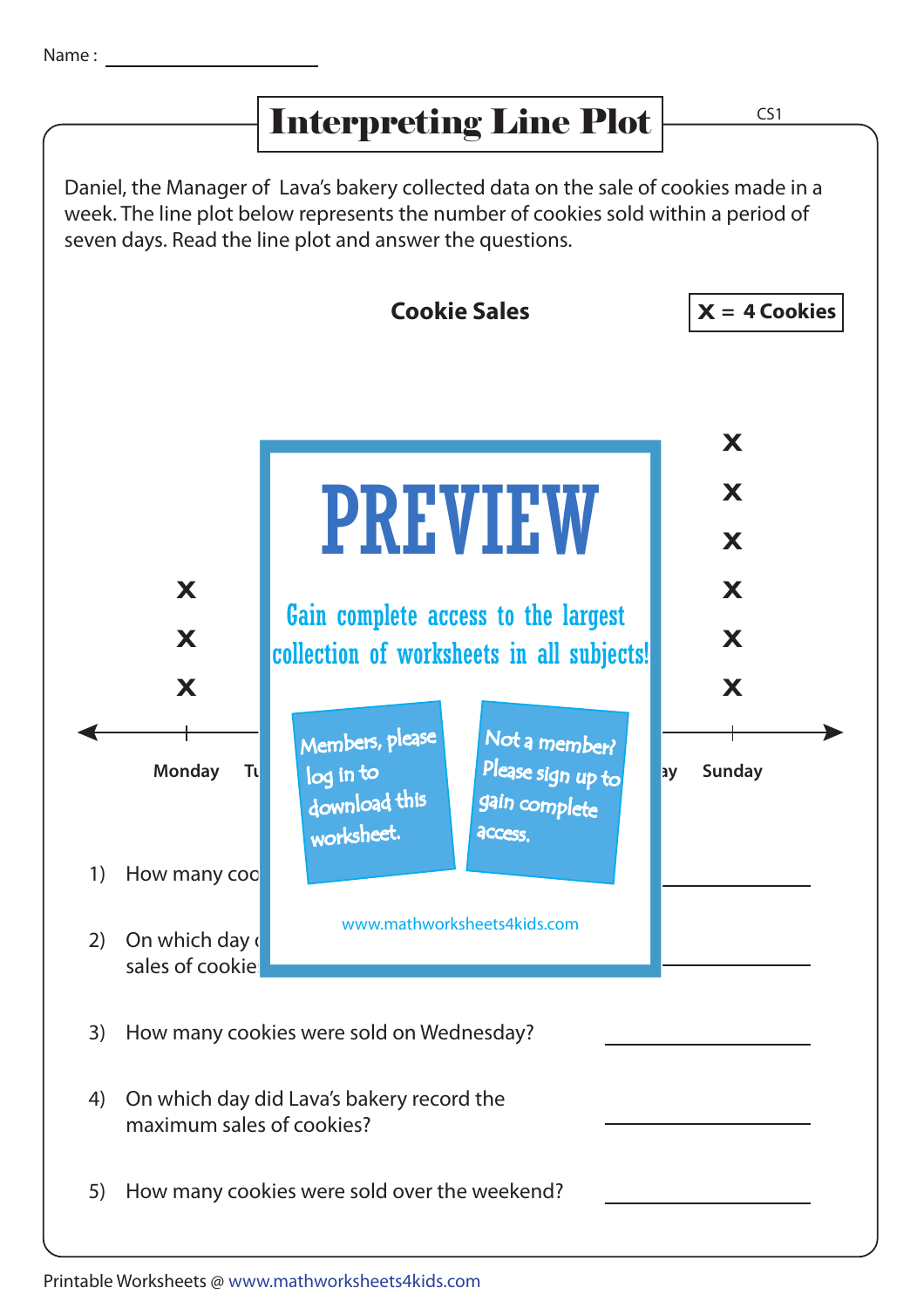Name : ______________

# Interpreting Line Plot

CS1

Daniel, the Manager of Lava's bakery collected data on the sale of cookies made in a week. The line plot below represents the number of cookies sold within a period of seven days. Read the line plot and answer the questions.

**Cookie Sales**

**X = 4 Cookies**

X X X X X X X X X

Monday Tu ay Sunday

PREVIEW

Gain complete access to the largest collection of worksheets in all subjects!

Members, please log in to download this worksheet.

Not a member? Please sign up to gain complete access.

www.mathworksheets4kids.com

1) How many coo ______________

2) On which day ______________
sales of cookie

3) How many cookies were sold on Wednesday? ______________

4) On which day did Lava's bakery record the maximum sales of cookies? ______________

5) How many cookies were sold over the weekend? ______________

Printable Worksheets @ www.mathworksheets4kids.com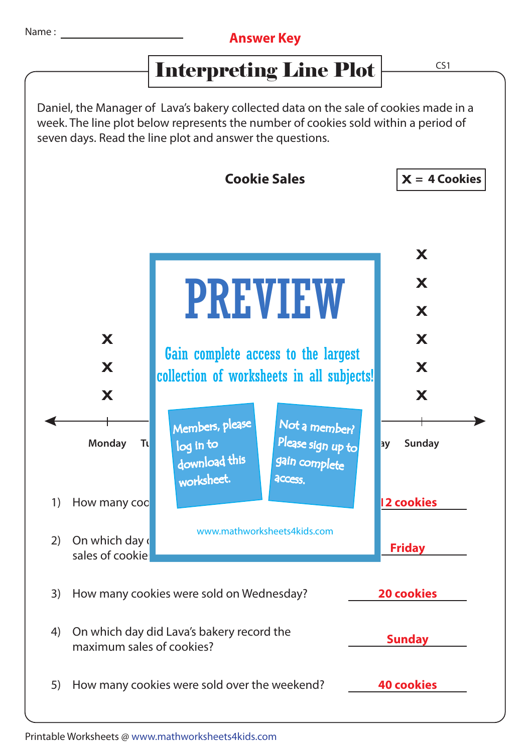Name : ____________________

**Answer Key**

# Interpreting Line Plot

CS1

Daniel, the Manager of Lava's bakery collected data on the sale of cookies made in a week. The line plot below represents the number of cookies sold within a period of seven days. Read the line plot and answer the questions.

**Cookie Sales**

**X = 4 Cookies**

Monday Tu ay Sunday

PREVIEW

Gain complete access to the largest collection of worksheets in all subjects!

Members, please log in to download this worksheet.

Not a member? Please sign up to gain complete access.

www.mathworksheets4kids.com

1) How many coo ____ **12 cookies**

2) On which day sales of cookie ____ **Friday**

3) How many cookies were sold on Wednesday? ____ **20 cookies**

4) On which day did Lava's bakery record the maximum sales of cookies? ____ **Sunday**

5) How many cookies were sold over the weekend? ____ **40 cookies**

Printable Worksheets @ www.mathworksheets4kids.com